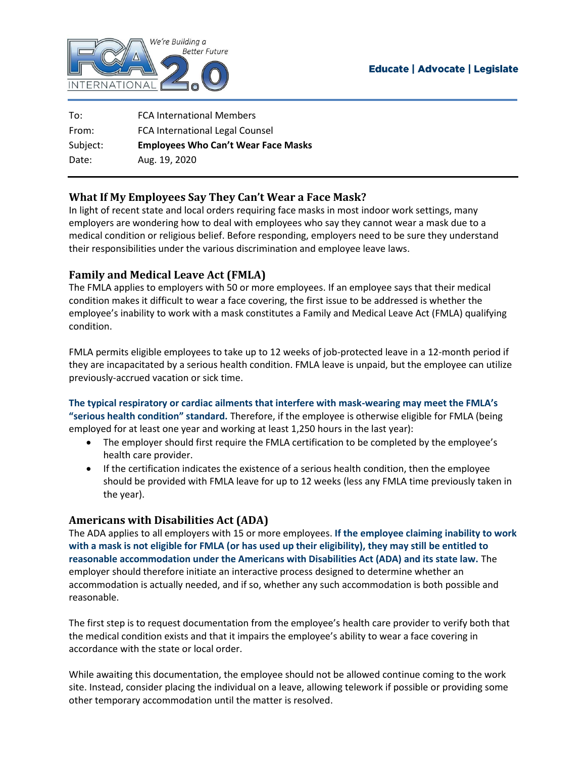Educate | Advocate | Legislate

| | |
|---|---|
| To: | FCA International Members |
| From: | FCA International Legal Counsel |
| Subject: | **Employees Who Can't Wear Face Masks** |
| Date: | Aug. 19, 2020 |

## What If My Employees Say They Can't Wear a Face Mask?

In light of recent state and local orders requiring face masks in most indoor work settings, many employers are wondering how to deal with employees who say they cannot wear a mask due to a medical condition or religious belief. Before responding, employers need to be sure they understand their responsibilities under the various discrimination and employee leave laws.

## Family and Medical Leave Act (FMLA)

The FMLA applies to employers with 50 or more employees. If an employee says that their medical condition makes it difficult to wear a face covering, the first issue to be addressed is whether the employee's inability to work with a mask constitutes a Family and Medical Leave Act (FMLA) qualifying condition.

FMLA permits eligible employees to take up to 12 weeks of job-protected leave in a 12-month period if they are incapacitated by a serious health condition. FMLA leave is unpaid, but the employee can utilize previously-accrued vacation or sick time.

**The typical respiratory or cardiac ailments that interfere with mask-wearing may meet the FMLA's "serious health condition" standard.** Therefore, if the employee is otherwise eligible for FMLA (being employed for at least one year and working at least 1,250 hours in the last year):

- The employer should first require the FMLA certification to be completed by the employee's health care provider.
- If the certification indicates the existence of a serious health condition, then the employee should be provided with FMLA leave for up to 12 weeks (less any FMLA time previously taken in the year).

## Americans with Disabilities Act (ADA)

The ADA applies to all employers with 15 or more employees. **If the employee claiming inability to work with a mask is not eligible for FMLA (or has used up their eligibility), they may still be entitled to reasonable accommodation under the Americans with Disabilities Act (ADA) and its state law.** The employer should therefore initiate an interactive process designed to determine whether an accommodation is actually needed, and if so, whether any such accommodation is both possible and reasonable.

The first step is to request documentation from the employee's health care provider to verify both that the medical condition exists and that it impairs the employee's ability to wear a face covering in accordance with the state or local order.

While awaiting this documentation, the employee should not be allowed continue coming to the work site. Instead, consider placing the individual on a leave, allowing telework if possible or providing some other temporary accommodation until the matter is resolved.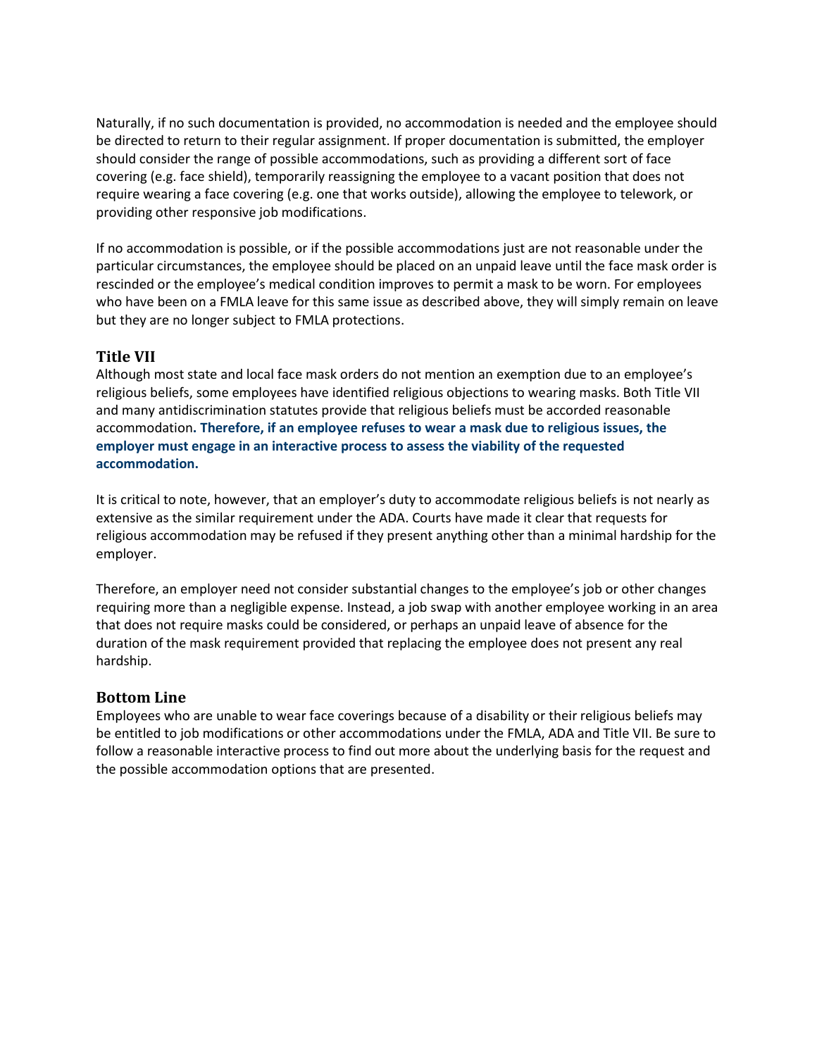Naturally, if no such documentation is provided, no accommodation is needed and the employee should be directed to return to their regular assignment. If proper documentation is submitted, the employer should consider the range of possible accommodations, such as providing a different sort of face covering (e.g. face shield), temporarily reassigning the employee to a vacant position that does not require wearing a face covering (e.g. one that works outside), allowing the employee to telework, or providing other responsive job modifications.

If no accommodation is possible, or if the possible accommodations just are not reasonable under the particular circumstances, the employee should be placed on an unpaid leave until the face mask order is rescinded or the employee's medical condition improves to permit a mask to be worn. For employees who have been on a FMLA leave for this same issue as described above, they will simply remain on leave but they are no longer subject to FMLA protections.

## Title VII

Although most state and local face mask orders do not mention an exemption due to an employee's religious beliefs, some employees have identified religious objections to wearing masks. Both Title VII and many antidiscrimination statutes provide that religious beliefs must be accorded reasonable accommodation**. Therefore, if an employee refuses to wear a mask due to religious issues, the employer must engage in an interactive process to assess the viability of the requested accommodation.**

It is critical to note, however, that an employer's duty to accommodate religious beliefs is not nearly as extensive as the similar requirement under the ADA. Courts have made it clear that requests for religious accommodation may be refused if they present anything other than a minimal hardship for the employer.

Therefore, an employer need not consider substantial changes to the employee's job or other changes requiring more than a negligible expense. Instead, a job swap with another employee working in an area that does not require masks could be considered, or perhaps an unpaid leave of absence for the duration of the mask requirement provided that replacing the employee does not present any real hardship.

## Bottom Line

Employees who are unable to wear face coverings because of a disability or their religious beliefs may be entitled to job modifications or other accommodations under the FMLA, ADA and Title VII. Be sure to follow a reasonable interactive process to find out more about the underlying basis for the request and the possible accommodation options that are presented.